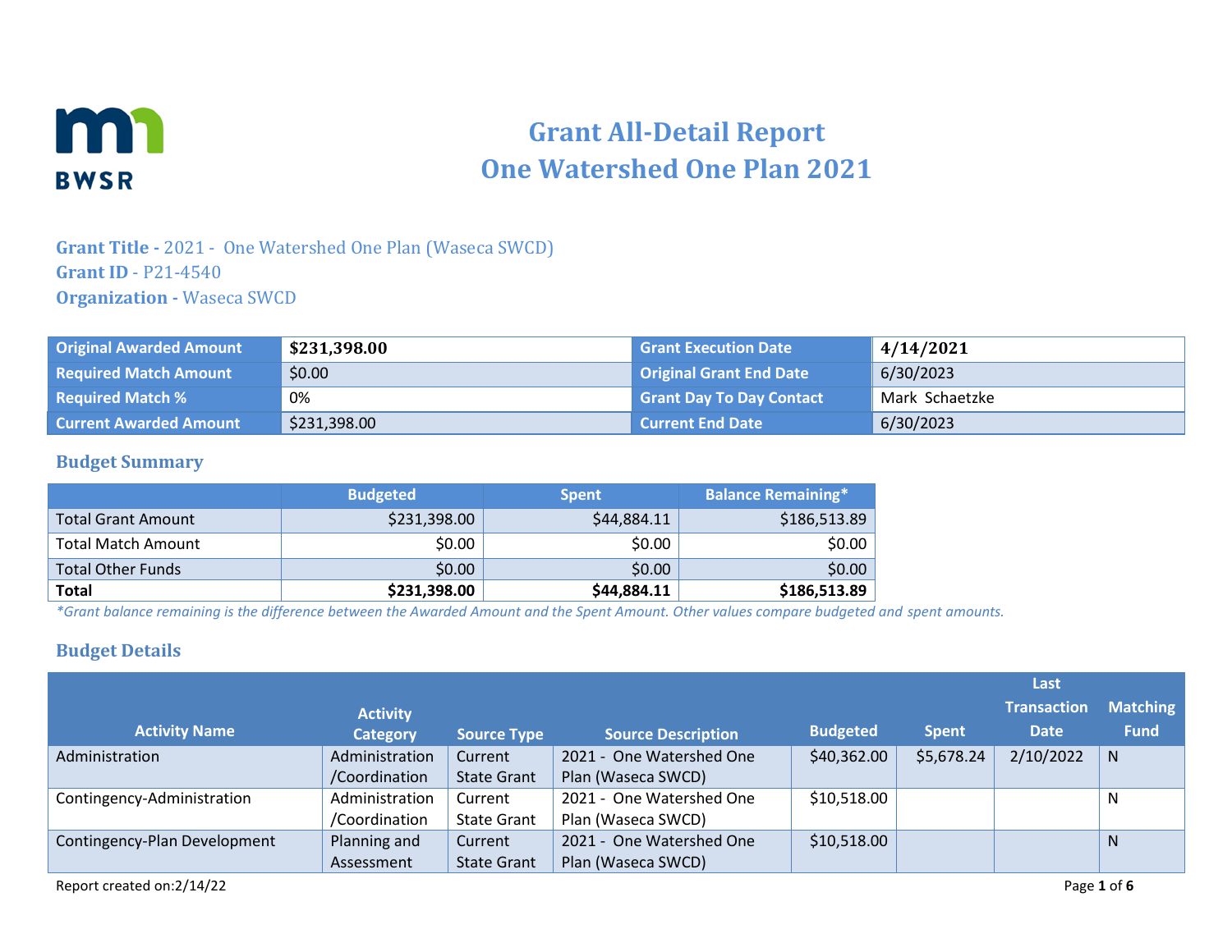# Grant All-Detail Report
# One Watershed One Plan 2021

**Grant Title -** 2021 - One Watershed One Plan (Waseca SWCD)
**Grant ID** - P21-4540
**Organization -** Waseca SWCD

| Original Awarded Amount | $231,398.00 | Grant Execution Date | 4/14/2021 |
|---|---|---|---|
| Required Match Amount | $0.00 | Original Grant End Date | 6/30/2023 |
| Required Match % | 0% | Grant Day To Day Contact | Mark Schaetzke |
| Current Awarded Amount | $231,398.00 | Current End Date | 6/30/2023 |

## Budget Summary

| | Budgeted | Spent | Balance Remaining* |
|---|---|---|---|
| Total Grant Amount | $231,398.00 | $44,884.11 | $186,513.89 |
| Total Match Amount | $0.00 | $0.00 | $0.00 |
| Total Other Funds | $0.00 | $0.00 | $0.00 |
| **Total** | **$231,398.00** | **$44,884.11** | **$186,513.89** |

*Grant balance remaining is the difference between the Awarded Amount and the Spent Amount. Other values compare budgeted and spent amounts.*

## Budget Details

| Activity Name | Activity Category | Source Type | Source Description | Budgeted | Spent | Last Transaction Date | Matching Fund |
|---|---|---|---|---|---|---|---|
| Administration | Administration /Coordination | Current State Grant | 2021 - One Watershed One Plan (Waseca SWCD) | $40,362.00 | $5,678.24 | 2/10/2022 | N |
| Contingency-Administration | Administration /Coordination | Current State Grant | 2021 - One Watershed One Plan (Waseca SWCD) | $10,518.00 | | | N |
| Contingency-Plan Development | Planning and Assessment | Current State Grant | 2021 - One Watershed One Plan (Waseca SWCD) | $10,518.00 | | | N |

Report created on:2/14/22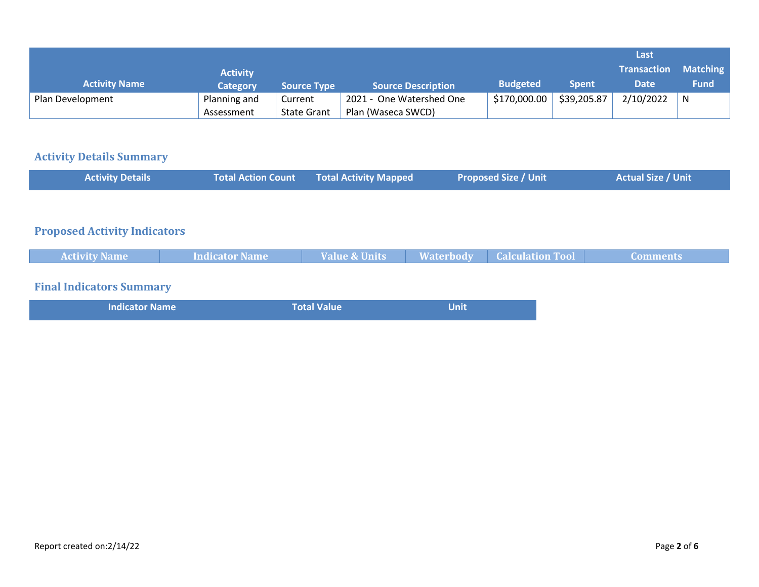| Activity Name | Activity Category | Source Type | Source Description | Budgeted | Spent | Last Transaction Date | Matching Fund |
|---|---|---|---|---|---|---|---|
| Plan Development | Planning and Assessment | Current State Grant | 2021 - One Watershed One Plan (Waseca SWCD) | $170,000.00 | $39,205.87 | 2/10/2022 | N |

## Activity Details Summary

| Activity Details | Total Action Count | Total Activity Mapped | Proposed Size / Unit | Actual Size / Unit |
|---|---|---|---|---|

## Proposed Activity Indicators

| Activity Name | Indicator Name | Value & Units | Waterbody | Calculation Tool | Comments |
|---|---|---|---|---|---|

## Final Indicators Summary

| Indicator Name | Total Value | Unit |
|---|---|---|

Report created on:2/14/22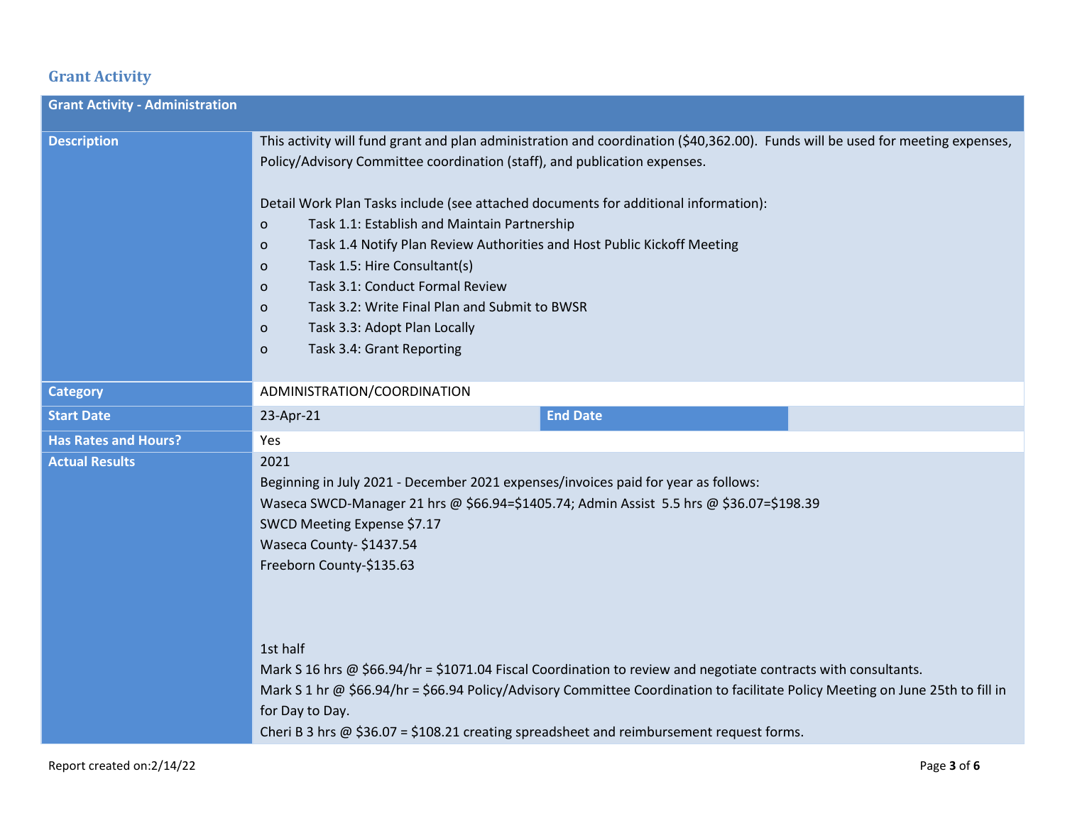## Grant Activity

| Grant Activity - Administration | | | |
|---|---|---|---|
| **Description** | This activity will fund grant and plan administration and coordination ($40,362.00). Funds will be used for meeting expenses, Policy/Advisory Committee coordination (staff), and publication expenses.<br><br>Detail Work Plan Tasks include (see attached documents for additional information):<br>o Task 1.1: Establish and Maintain Partnership<br>o Task 1.4 Notify Plan Review Authorities and Host Public Kickoff Meeting<br>o Task 1.5: Hire Consultant(s)<br>o Task 3.1: Conduct Formal Review<br>o Task 3.2: Write Final Plan and Submit to BWSR<br>o Task 3.3: Adopt Plan Locally<br>o Task 3.4: Grant Reporting | | |
| **Category** | ADMINISTRATION/COORDINATION | | |
| **Start Date** | 23-Apr-21 | **End Date** | |
| **Has Rates and Hours?** | Yes | | |
| **Actual Results** | 2021<br>Beginning in July 2021 - December 2021 expenses/invoices paid for year as follows:<br>Waseca SWCD-Manager 21 hrs @ $66.94=$1405.74; Admin Assist 5.5 hrs @ $36.07=$198.39<br>SWCD Meeting Expense $7.17<br>Waseca County- $1437.54<br>Freeborn County-$135.63<br><br>1st half<br>Mark S 16 hrs @ $66.94/hr = $1071.04 Fiscal Coordination to review and negotiate contracts with consultants.<br>Mark S 1 hr @ $66.94/hr = $66.94 Policy/Advisory Committee Coordination to facilitate Policy Meeting on June 25th to fill in for Day to Day.<br>Cheri B 3 hrs @ $36.07 = $108.21 creating spreadsheet and reimbursement request forms. | | |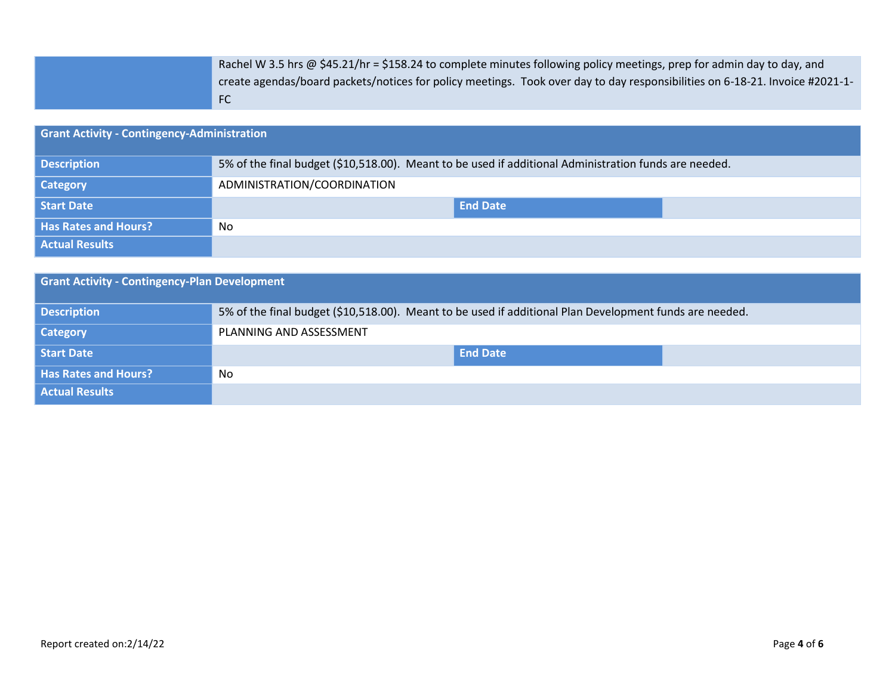| | |
|---|---|
| | Rachel W 3.5 hrs @ $45.21/hr = $158.24 to complete minutes following policy meetings, prep for admin day to day, and create agendas/board packets/notices for policy meetings. Took over day to day responsibilities on 6-18-21. Invoice #2021-1-FC |

| Grant Activity - Contingency-Administration | | | |
|---|---|---|---|
| **Description** | 5% of the final budget ($10,518.00). Meant to be used if additional Administration funds are needed. | | |
| **Category** | ADMINISTRATION/COORDINATION | | |
| **Start Date** | | **End Date** | |
| **Has Rates and Hours?** | No | | |
| **Actual Results** | | | |

| Grant Activity - Contingency-Plan Development | | | |
|---|---|---|---|
| **Description** | 5% of the final budget ($10,518.00). Meant to be used if additional Plan Development funds are needed. | | |
| **Category** | PLANNING AND ASSESSMENT | | |
| **Start Date** | | **End Date** | |
| **Has Rates and Hours?** | No | | |
| **Actual Results** | | | |

Report created on:2/14/22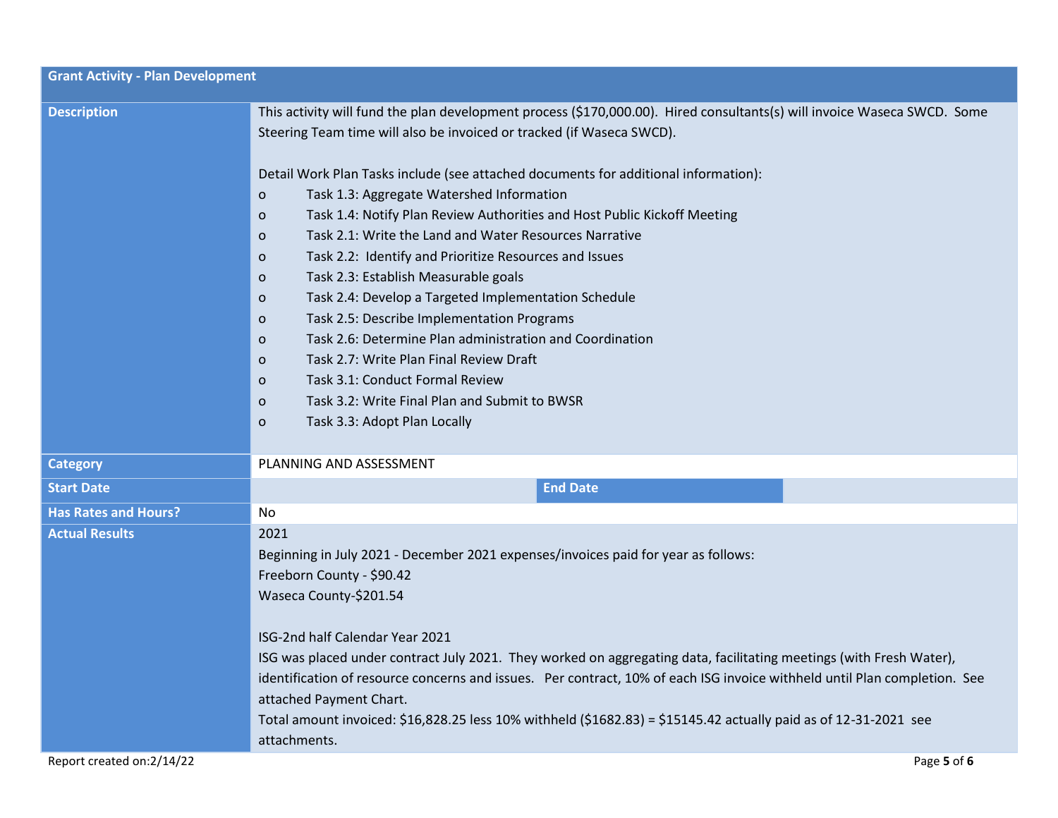| Grant Activity - Plan Development | | | |
|---|---|---|---|
| Description | This activity will fund the plan development process ($170,000.00). Hired consultants(s) will invoice Waseca SWCD. Some Steering Team time will also be invoiced or tracked (if Waseca SWCD).<br><br>Detail Work Plan Tasks include (see attached documents for additional information):<br>o Task 1.3: Aggregate Watershed Information<br>o Task 1.4: Notify Plan Review Authorities and Host Public Kickoff Meeting<br>o Task 2.1: Write the Land and Water Resources Narrative<br>o Task 2.2: Identify and Prioritize Resources and Issues<br>o Task 2.3: Establish Measurable goals<br>o Task 2.4: Develop a Targeted Implementation Schedule<br>o Task 2.5: Describe Implementation Programs<br>o Task 2.6: Determine Plan administration and Coordination<br>o Task 2.7: Write Plan Final Review Draft<br>o Task 3.1: Conduct Formal Review<br>o Task 3.2: Write Final Plan and Submit to BWSR<br>o Task 3.3: Adopt Plan Locally | | |
| Category | PLANNING AND ASSESSMENT | | |
| Start Date | | End Date | |
| Has Rates and Hours? | No | | |
| Actual Results | 2021<br>Beginning in July 2021 - December 2021 expenses/invoices paid for year as follows:<br>Freeborn County - $90.42<br>Waseca County-$201.54<br><br>ISG-2nd half Calendar Year 2021<br>ISG was placed under contract July 2021. They worked on aggregating data, facilitating meetings (with Fresh Water), identification of resource concerns and issues. Per contract, 10% of each ISG invoice withheld until Plan completion. See attached Payment Chart.<br>Total amount invoiced: $16,828.25 less 10% withheld ($1682.83) = $15145.42 actually paid as of 12-31-2021 see attachments. | | |

Report created on:2/14/22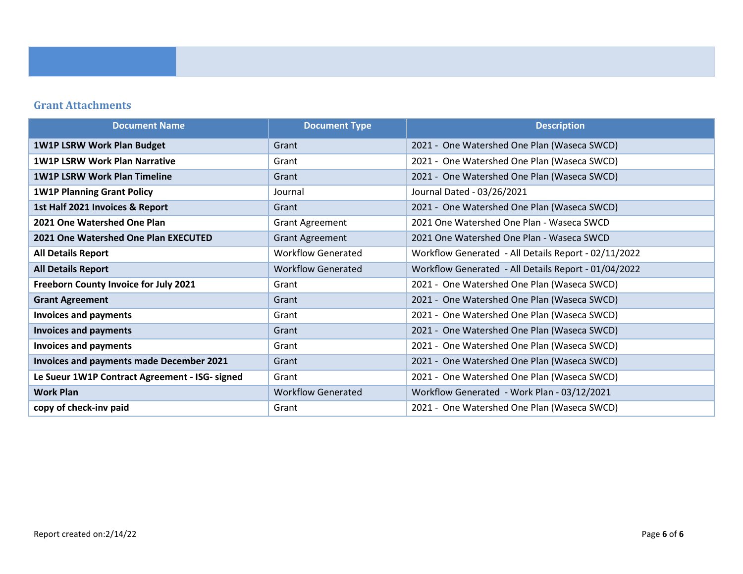## Grant Attachments

| Document Name | Document Type | Description |
| --- | --- | --- |
| **1W1P LSRW Work Plan Budget** | Grant | 2021 - One Watershed One Plan (Waseca SWCD) |
| **1W1P LSRW Work Plan Narrative** | Grant | 2021 - One Watershed One Plan (Waseca SWCD) |
| **1W1P LSRW Work Plan Timeline** | Grant | 2021 - One Watershed One Plan (Waseca SWCD) |
| **1W1P Planning Grant Policy** | Journal | Journal Dated - 03/26/2021 |
| **1st Half 2021 Invoices & Report** | Grant | 2021 - One Watershed One Plan (Waseca SWCD) |
| **2021 One Watershed One Plan** | Grant Agreement | 2021 One Watershed One Plan - Waseca SWCD |
| **2021 One Watershed One Plan EXECUTED** | Grant Agreement | 2021 One Watershed One Plan - Waseca SWCD |
| **All Details Report** | Workflow Generated | Workflow Generated - All Details Report - 02/11/2022 |
| **All Details Report** | Workflow Generated | Workflow Generated - All Details Report - 01/04/2022 |
| **Freeborn County Invoice for July 2021** | Grant | 2021 - One Watershed One Plan (Waseca SWCD) |
| **Grant Agreement** | Grant | 2021 - One Watershed One Plan (Waseca SWCD) |
| **Invoices and payments** | Grant | 2021 - One Watershed One Plan (Waseca SWCD) |
| **Invoices and payments** | Grant | 2021 - One Watershed One Plan (Waseca SWCD) |
| **Invoices and payments** | Grant | 2021 - One Watershed One Plan (Waseca SWCD) |
| **Invoices and payments made December 2021** | Grant | 2021 - One Watershed One Plan (Waseca SWCD) |
| **Le Sueur 1W1P Contract Agreement - ISG- signed** | Grant | 2021 - One Watershed One Plan (Waseca SWCD) |
| **Work Plan** | Workflow Generated | Workflow Generated - Work Plan - 03/12/2021 |
| **copy of check-inv paid** | Grant | 2021 - One Watershed One Plan (Waseca SWCD) |

Report created on:2/14/22